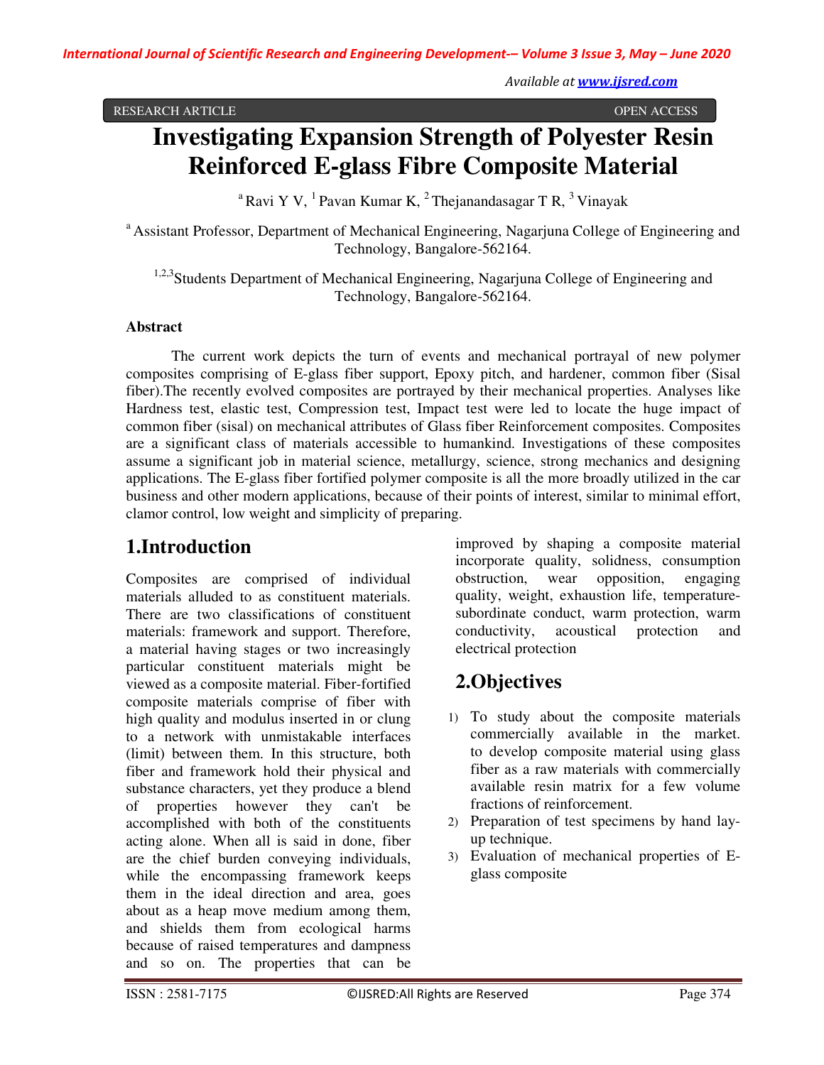RESEARCH ARTICLE OPEN ACCESS

# Investigating Expansion Strength of Polyester Resin Reinforced E-glass Fibre Composite Material

[a] Ravi Y V, [1] Pavan Kumar K, [2] Thejanandasagar T R, [3] Vinayak

[a] Assistant Professor, Department of Mechanical Engineering, Nagarjuna College of Engineering and Technology, Bangalore-562164.

[1,2,3] Students Department of Mechanical Engineering, Nagarjuna College of Engineering and Technology, Bangalore-562164.

**Abstract**

The current work depicts the turn of events and mechanical portrayal of new polymer composites comprising of E-glass fiber support, Epoxy pitch, and hardener, common fiber (Sisal fiber).The recently evolved composites are portrayed by their mechanical properties. Analyses like Hardness test, elastic test, Compression test, Impact test were led to locate the huge impact of common fiber (sisal) on mechanical attributes of Glass fiber Reinforcement composites. Composites are a significant class of materials accessible to humankind. Investigations of these composites assume a significant job in material science, metallurgy, science, strong mechanics and designing applications. The E-glass fiber fortified polymer composite is all the more broadly utilized in the car business and other modern applications, because of their points of interest, similar to minimal effort, clamor control, low weight and simplicity of preparing.

## 1.Introduction

Composites are comprised of individual materials alluded to as constituent materials. There are two classifications of constituent materials: framework and support. Therefore, a material having stages or two increasingly particular constituent materials might be viewed as a composite material. Fiber-fortified composite materials comprise of fiber with high quality and modulus inserted in or clung to a network with unmistakable interfaces (limit) between them. In this structure, both fiber and framework hold their physical and substance characters, yet they produce a blend of properties however they can't be accomplished with both of the constituents acting alone. When all is said in done, fiber are the chief burden conveying individuals, while the encompassing framework keeps them in the ideal direction and area, goes about as a heap move medium among them, and shields them from ecological harms because of raised temperatures and dampness and so on. The properties that can be improved by shaping a composite material incorporate quality, solidness, consumption obstruction, wear opposition, engaging quality, weight, exhaustion life, temperature-subordinate conduct, warm protection, warm conductivity, acoustical protection and electrical protection

## 2.Objectives

1) To study about the composite materials commercially available in the market. to develop composite material using glass fiber as a raw materials with commercially available resin matrix for a few volume fractions of reinforcement.
2) Preparation of test specimens by hand lay-up technique.
3) Evaluation of mechanical properties of E-glass composite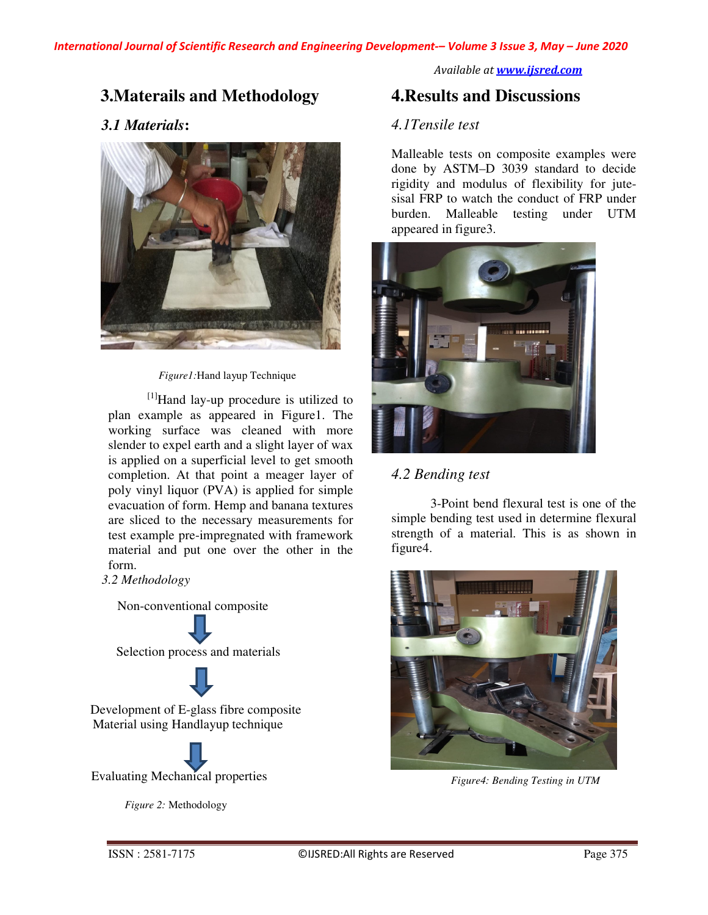## 3.Materails and Methodology

### 3.1 Materials:

*Figure1:* Hand layup Technique

[1]Hand lay-up procedure is utilized to plan example as appeared in Figure1. The working surface was cleaned with more slender to expel earth and a slight layer of wax is applied on a superficial level to get smooth completion. At that point a meager layer of poly vinyl liquor (PVA) is applied for simple evacuation of form. Hemp and banana textures are sliced to the necessary measurements for test example pre-impregnated with framework material and put one over the other in the form.

### 3.2 Methodology

Non-conventional composite

↓

Selection process and materials

↓

Development of E-glass fibre composite Material using Handlayup technique

↓

Evaluating Mechanical properties

*Figure 2:* Methodology

## 4.Results and Discussions

### 4.1Tensile test

Malleable tests on composite examples were done by ASTM–D 3039 standard to decide rigidity and modulus of flexibility for jute-sisal FRP to watch the conduct of FRP under burden. Malleable testing under UTM appeared in figure3.

### 4.2 Bending test

3-Point bend flexural test is one of the simple bending test used in determine flexural strength of a material. This is as shown in figure4.

*Figure4: Bending Testing in UTM*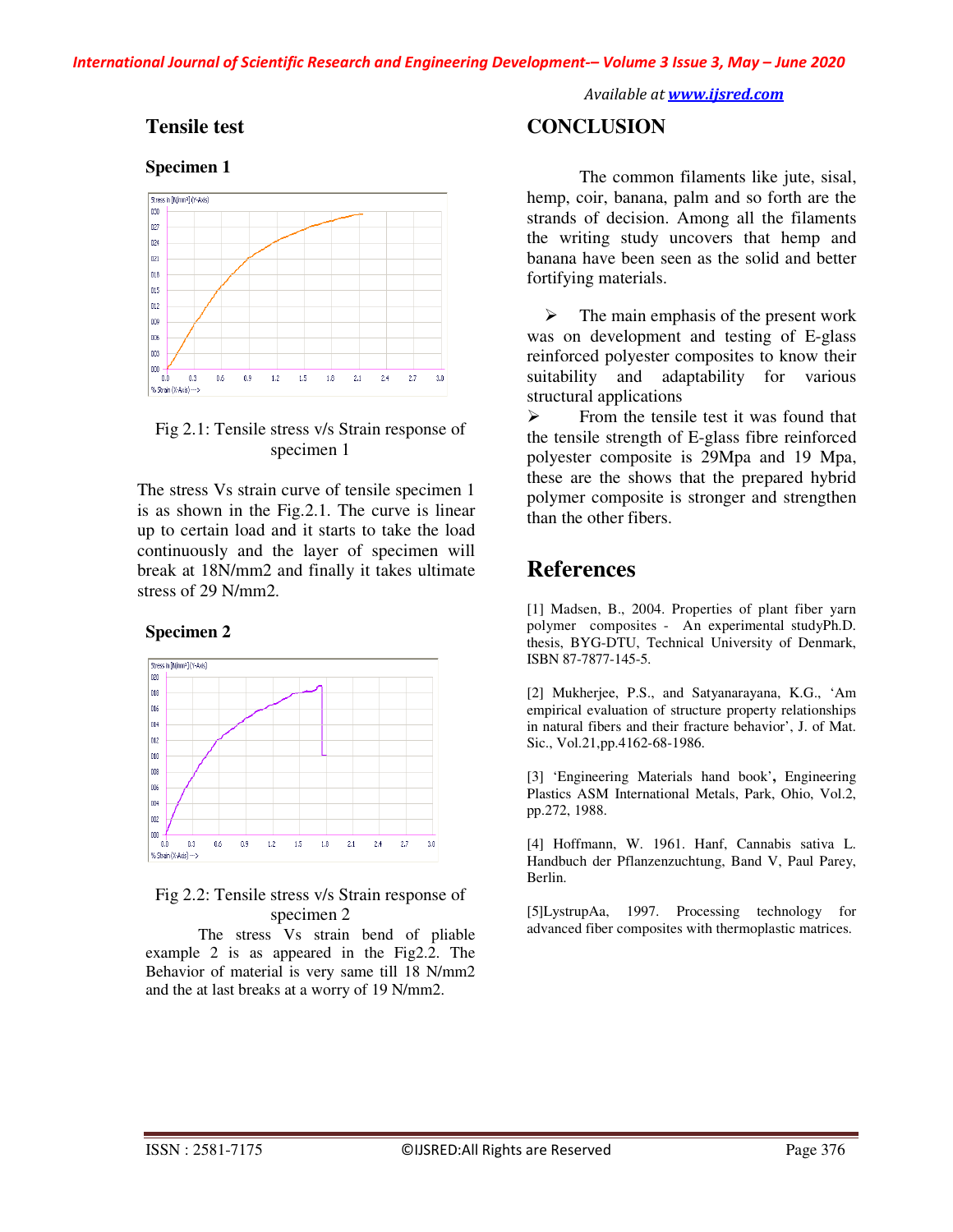## Tensile test

### Specimen 1

Stress in [N/mm²] (Y-Axis)

030
027
024
021
018
015
012
009
006
003
000

0.0 0.3 0.6 0.9 1.2 1.5 1.8 2.1 2.4 2.7 3.0

% Strain (X-Axis) --->

Fig 2.1: Tensile stress v/s Strain response of specimen 1

The stress Vs strain curve of tensile specimen 1 is as shown in the Fig.2.1. The curve is linear up to certain load and it starts to take the load continuously and the layer of specimen will break at 18N/mm2 and finally it takes ultimate stress of 29 N/mm2.

### Specimen 2

Stress in [N/mm²] (Y-Axis)

020
018
016
014
012
010
008
006
004
002
000

0.0 0.3 0.6 0.9 1.2 1.5 1.8 2.1 2.4 2.7 3.0

% Strain (X-Axis) --->

Fig 2.2: Tensile stress v/s Strain response of specimen 2

The stress Vs strain bend of pliable example 2 is as appeared in the Fig2.2. The Behavior of material is very same till 18 N/mm2 and the at last breaks at a worry of 19 N/mm2.

## CONCLUSION

The common filaments like jute, sisal, hemp, coir, banana, palm and so forth are the strands of decision. Among all the filaments the writing study uncovers that hemp and banana have been seen as the solid and better fortifying materials.

- The main emphasis of the present work was on development and testing of E-glass reinforced polyester composites to know their suitability and adaptability for various structural applications
- From the tensile test it was found that the tensile strength of E-glass fibre reinforced polyester composite is 29Mpa and 19 Mpa, these are the shows that the prepared hybrid polymer composite is stronger and strengthen than the other fibers.

## References

[1] Madsen, B., 2004. Properties of plant fiber yarn polymer composites - An experimental studyPh.D. thesis, BYG-DTU, Technical University of Denmark, ISBN 87-7877-145-5.

[2] Mukherjee, P.S., and Satyanarayana, K.G., 'Am empirical evaluation of structure property relationships in natural fibers and their fracture behavior', J. of Mat. Sic., Vol.21,pp.4162-68-1986.

[3] 'Engineering Materials hand book', Engineering Plastics ASM International Metals, Park, Ohio, Vol.2, pp.272, 1988.

[4] Hoffmann, W. 1961. Hanf, Cannabis sativa L. Handbuch der Pflanzenzuchtung, Band V, Paul Parey, Berlin.

[5]LystrupAa, 1997. Processing technology for advanced fiber composites with thermoplastic matrices.